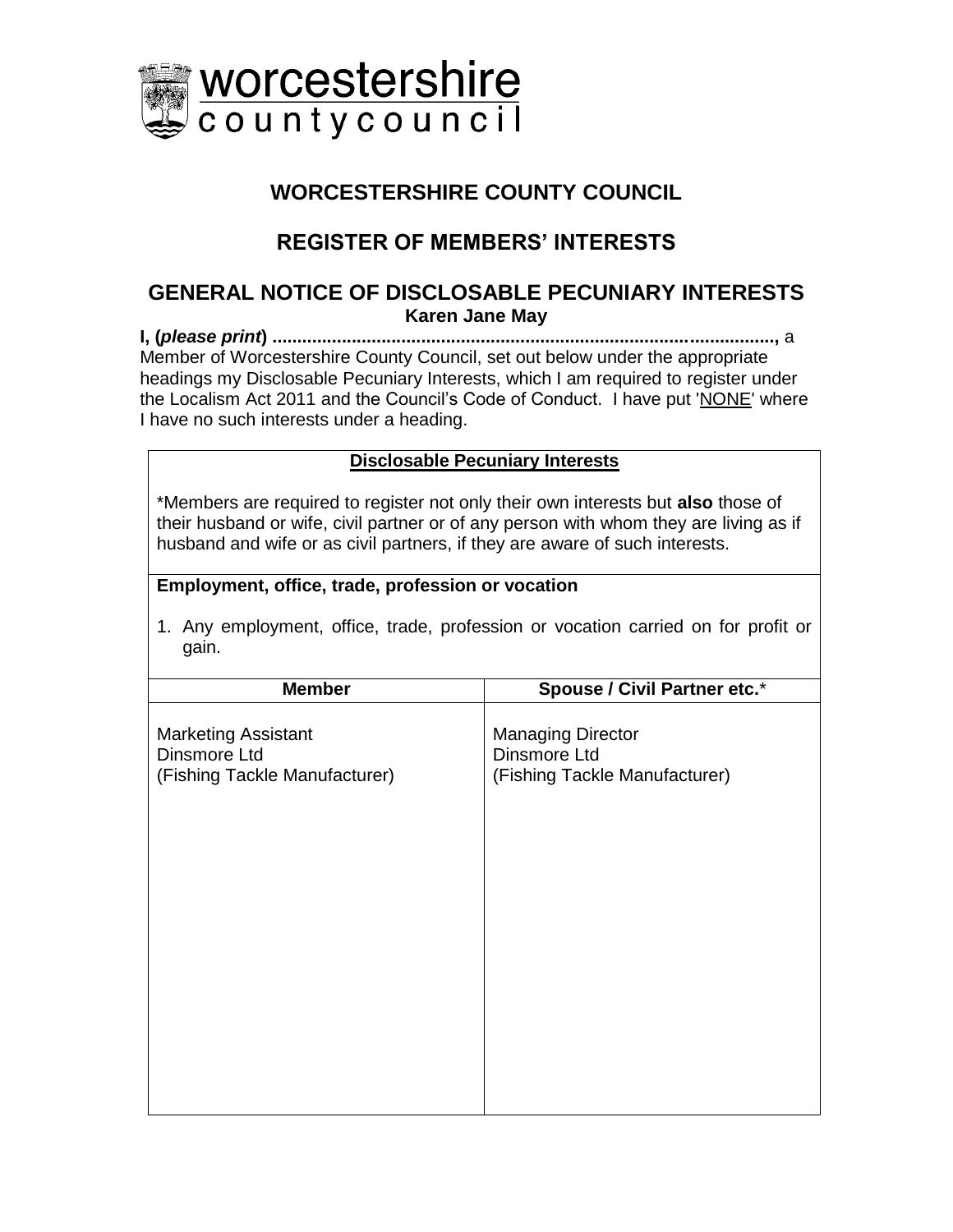worcestershire
countycouncil

# WORCESTERSHIRE COUNTY COUNCIL

## REGISTER OF MEMBERS' INTERESTS

## GENERAL NOTICE OF DISCLOSABLE PECUNIARY INTERESTS

**Karen Jane May**

**I, (*please print*) .....................................................................................................,** a Member of Worcestershire County Council, set out below under the appropriate headings my Disclosable Pecuniary Interests, which I am required to register under the Localism Act 2011 and the Council's Code of Conduct. I have put 'NONE' where I have no such interests under a heading.

**Disclosable Pecuniary Interests**

*Members are required to register not only their own interests but **also** those of their husband or wife, civil partner or of any person with whom they are living as if husband and wife or as civil partners, if they are aware of such interests.

**Employment, office, trade, profession or vocation**

1. Any employment, office, trade, profession or vocation carried on for profit or gain.

| Member | Spouse / Civil Partner etc.* |
|---|---|
| Marketing Assistant<br>Dinsmore Ltd<br>(Fishing Tackle Manufacturer) | Managing Director<br>Dinsmore Ltd<br>(Fishing Tackle Manufacturer) |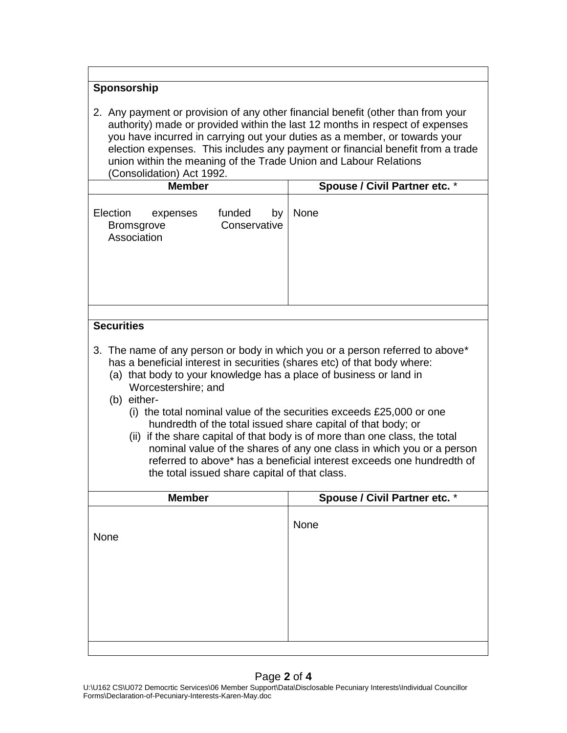## Sponsorship

2. Any payment or provision of any other financial benefit (other than from your authority) made or provided within the last 12 months in respect of expenses you have incurred in carrying out your duties as a member, or towards your election expenses. This includes any payment or financial benefit from a trade union within the meaning of the Trade Union and Labour Relations (Consolidation) Act 1992.

| Member | Spouse / Civil Partner etc. * |
|---|---|
| Election expenses funded by Bromsgrove Conservative Association | None |

## Securities

3. The name of any person or body in which you or a person referred to above* has a beneficial interest in securities (shares etc) of that body where:
   (a) that body to your knowledge has a place of business or land in Worcestershire; and
   (b) either-
      (i) the total nominal value of the securities exceeds £25,000 or one hundredth of the total issued share capital of that body; or
      (ii) if the share capital of that body is of more than one class, the total nominal value of the shares of any one class in which you or a person referred to above* has a beneficial interest exceeds one hundredth of the total issued share capital of that class.

| Member | Spouse / Civil Partner etc. * |
|---|---|
| None | None |

U:\U162 CS\U072 Democrtic Services\06 Member Support\Data\Disclosable Pecuniary Interests\Individual Councillor Forms\Declaration-of-Pecuniary-Interests-Karen-May.doc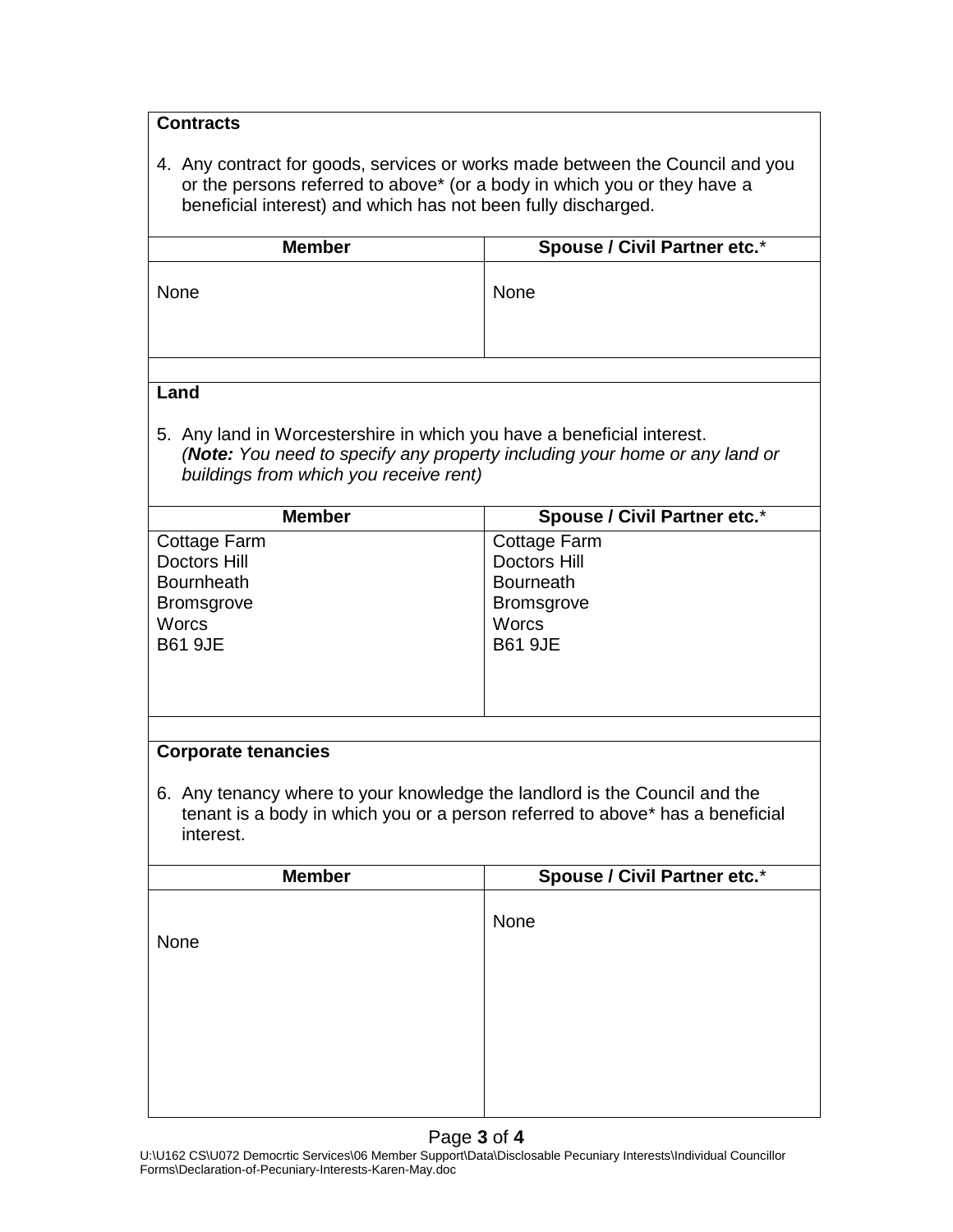**Contracts**

4. Any contract for goods, services or works made between the Council and you or the persons referred to above* (or a body in which you or they have a beneficial interest) and which has not been fully discharged.

| Member | Spouse / Civil Partner etc.* |
|---|---|
| None | None |

**Land**

5. Any land in Worcestershire in which you have a beneficial interest. *(**Note:** You need to specify any property including your home or any land or buildings from which you receive rent)*

| Member | Spouse / Civil Partner etc.* |
|---|---|
| Cottage Farm<br>Doctors Hill<br>Bournheath<br>Bromsgrove<br>Worcs<br>B61 9JE | Cottage Farm<br>Doctors Hill<br>Bourneath<br>Bromsgrove<br>Worcs<br>B61 9JE |

**Corporate tenancies**

6. Any tenancy where to your knowledge the landlord is the Council and the tenant is a body in which you or a person referred to above* has a beneficial interest.

| Member | Spouse / Civil Partner etc.* |
|---|---|
| None | None |

U:\U162 CS\U072 Democrtic Services\06 Member Support\Data\Disclosable Pecuniary Interests\Individual Councillor Forms\Declaration-of-Pecuniary-Interests-Karen-May.doc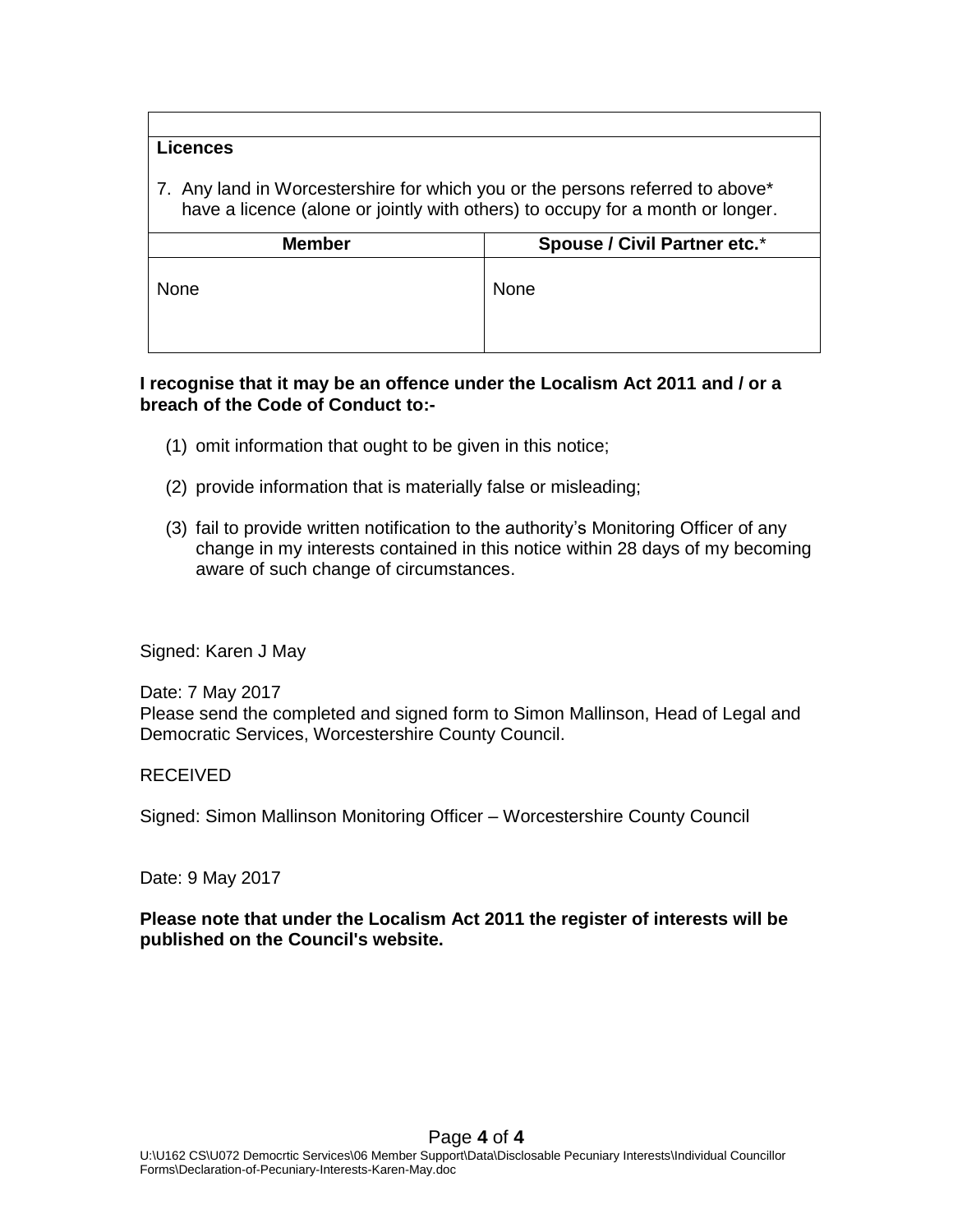**Licences**

7. Any land in Worcestershire for which you or the persons referred to above* have a licence (alone or jointly with others) to occupy for a month or longer.

| Member | Spouse / Civil Partner etc.* |
|---|---|
| None | None |

**I recognise that it may be an offence under the Localism Act 2011 and / or a breach of the Code of Conduct to:-**

(1) omit information that ought to be given in this notice;

(2) provide information that is materially false or misleading;

(3) fail to provide written notification to the authority's Monitoring Officer of any change in my interests contained in this notice within 28 days of my becoming aware of such change of circumstances.

Signed: Karen J May

Date: 7 May 2017

Please send the completed and signed form to Simon Mallinson, Head of Legal and Democratic Services, Worcestershire County Council.

RECEIVED

Signed: Simon Mallinson Monitoring Officer – Worcestershire County Council

Date: 9 May 2017

**Please note that under the Localism Act 2011 the register of interests will be published on the Council's website.**

U:\U162 CS\U072 Democrtic Services\06 Member Support\Data\Disclosable Pecuniary Interests\Individual Councillor Forms\Declaration-of-Pecuniary-Interests-Karen-May.doc